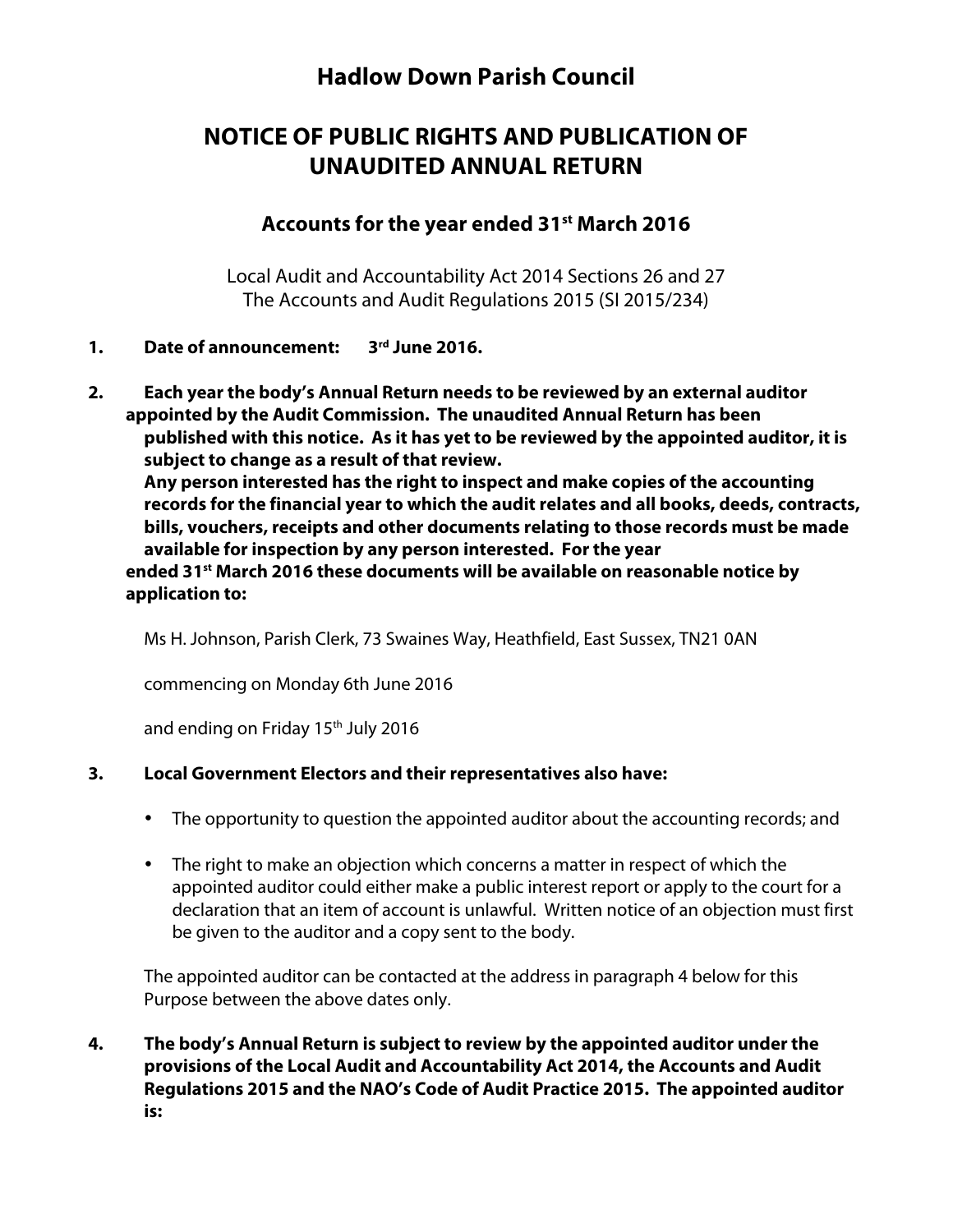# Hadlow Down Parish Council

## NOTICE OF PUBLIC RIGHTS AND PUBLICATION OF UNAUDITED ANNUAL RETURN

### Accounts for the year ended 31st March 2016

Local Audit and Accountability Act 2014 Sections 26 and 27
The Accounts and Audit Regulations 2015 (SI 2015/234)

1. **Date of announcement: 3rd June 2016.**

2. **Each year the body's Annual Return needs to be reviewed by an external auditor appointed by the Audit Commission. The unaudited Annual Return has been published with this notice. As it has yet to be reviewed by the appointed auditor, it is subject to change as a result of that review.**
   **Any person interested has the right to inspect and make copies of the accounting records for the financial year to which the audit relates and all books, deeds, contracts, bills, vouchers, receipts and other documents relating to those records must be made available for inspection by any person interested. For the year ended 31st March 2016 these documents will be available on reasonable notice by application to:**

   Ms H. Johnson, Parish Clerk, 73 Swaines Way, Heathfield, East Sussex, TN21 0AN

   commencing on Monday 6th June 2016

   and ending on Friday 15th July 2016

3. **Local Government Electors and their representatives also have:**

   - The opportunity to question the appointed auditor about the accounting records; and
   - The right to make an objection which concerns a matter in respect of which the appointed auditor could either make a public interest report or apply to the court for a declaration that an item of account is unlawful. Written notice of an objection must first be given to the auditor and a copy sent to the body.

   The appointed auditor can be contacted at the address in paragraph 4 below for this Purpose between the above dates only.

4. **The body's Annual Return is subject to review by the appointed auditor under the provisions of the Local Audit and Accountability Act 2014, the Accounts and Audit Regulations 2015 and the NAO's Code of Audit Practice 2015. The appointed auditor is:**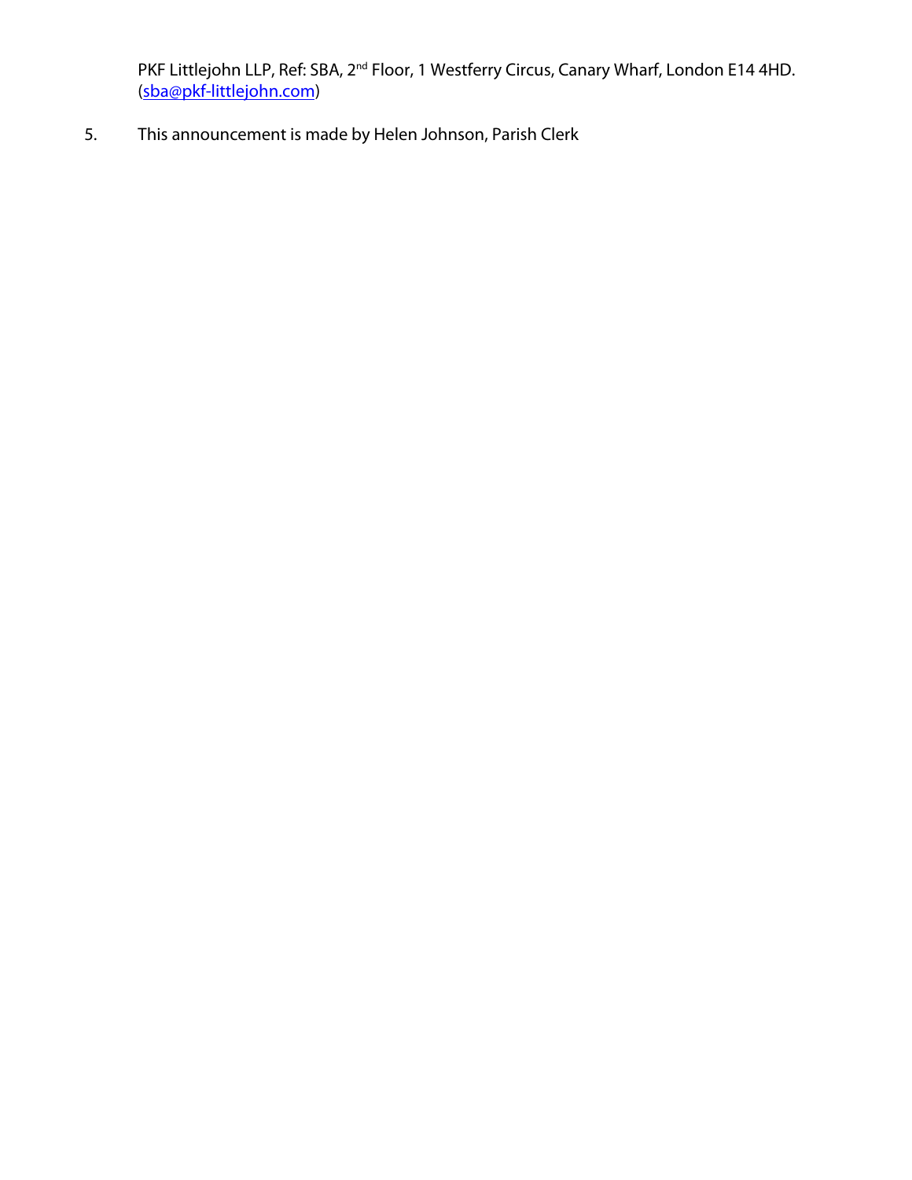PKF Littlejohn LLP, Ref: SBA, 2nd Floor, 1 Westferry Circus, Canary Wharf, London E14 4HD. (sba@pkf-littlejohn.com)

5. This announcement is made by Helen Johnson, Parish Clerk